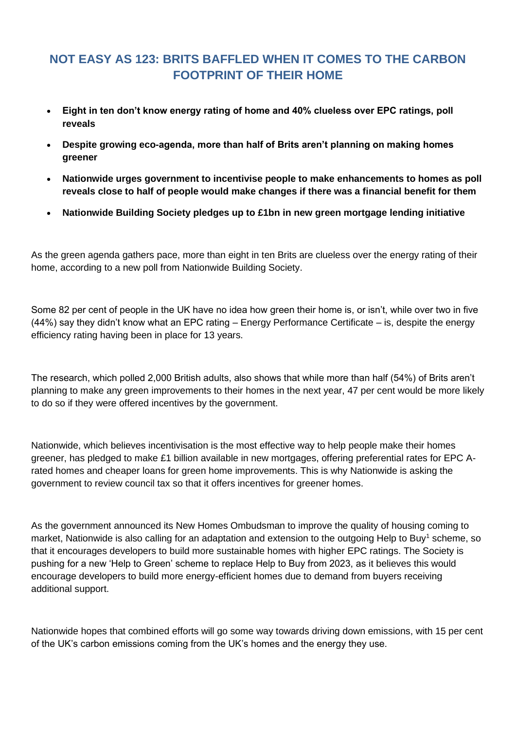# NOT EASY AS 123: BRITS BAFFLED WHEN IT COMES TO THE CARBON FOOTPRINT OF THEIR HOME

- **Eight in ten don't know energy rating of home and 40% clueless over EPC ratings, poll reveals**
- **Despite growing eco-agenda, more than half of Brits aren't planning on making homes greener**
- **Nationwide urges government to incentivise people to make enhancements to homes as poll reveals close to half of people would make changes if there was a financial benefit for them**
- **Nationwide Building Society pledges up to £1bn in new green mortgage lending initiative**

As the green agenda gathers pace, more than eight in ten Brits are clueless over the energy rating of their home, according to a new poll from Nationwide Building Society.

Some 82 per cent of people in the UK have no idea how green their home is, or isn't, while over two in five (44%) say they didn't know what an EPC rating – Energy Performance Certificate – is, despite the energy efficiency rating having been in place for 13 years.

The research, which polled 2,000 British adults, also shows that while more than half (54%) of Brits aren't planning to make any green improvements to their homes in the next year, 47 per cent would be more likely to do so if they were offered incentives by the government.

Nationwide, which believes incentivisation is the most effective way to help people make their homes greener, has pledged to make £1 billion available in new mortgages, offering preferential rates for EPC A-rated homes and cheaper loans for green home improvements. This is why Nationwide is asking the government to review council tax so that it offers incentives for greener homes.

As the government announced its New Homes Ombudsman to improve the quality of housing coming to market, Nationwide is also calling for an adaptation and extension to the outgoing Help to Buy[1] scheme, so that it encourages developers to build more sustainable homes with higher EPC ratings. The Society is pushing for a new 'Help to Green' scheme to replace Help to Buy from 2023, as it believes this would encourage developers to build more energy-efficient homes due to demand from buyers receiving additional support.

Nationwide hopes that combined efforts will go some way towards driving down emissions, with 15 per cent of the UK's carbon emissions coming from the UK's homes and the energy they use.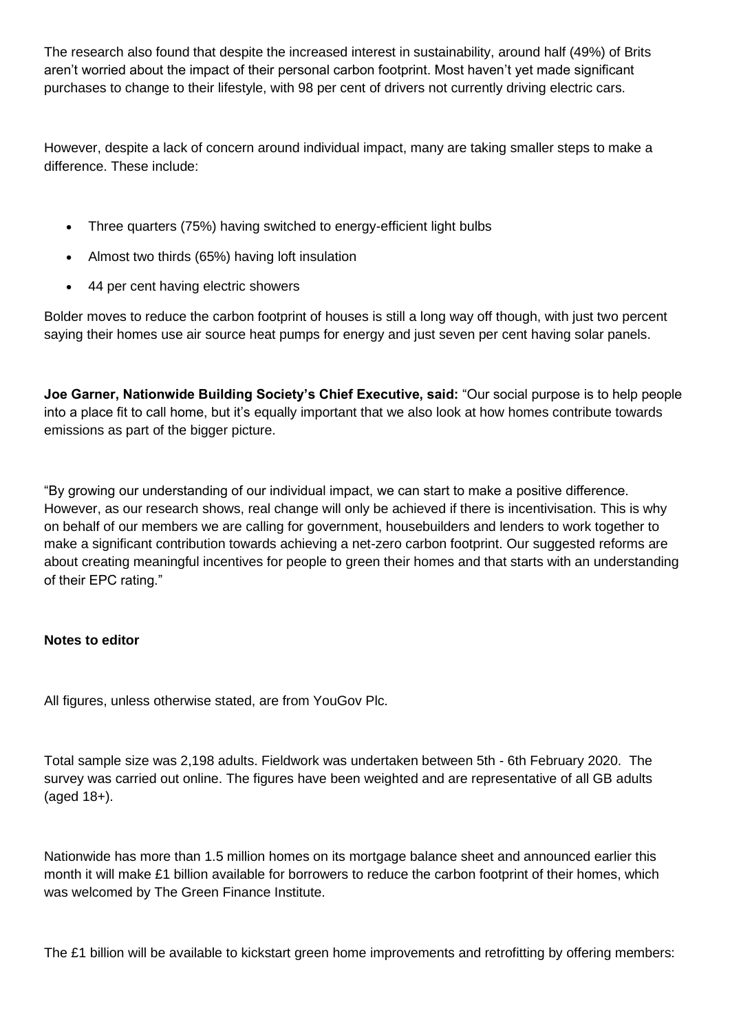The research also found that despite the increased interest in sustainability, around half (49%) of Brits aren't worried about the impact of their personal carbon footprint. Most haven't yet made significant purchases to change to their lifestyle, with 98 per cent of drivers not currently driving electric cars.

However, despite a lack of concern around individual impact, many are taking smaller steps to make a difference. These include:

- Three quarters (75%) having switched to energy-efficient light bulbs
- Almost two thirds (65%) having loft insulation
- 44 per cent having electric showers

Bolder moves to reduce the carbon footprint of houses is still a long way off though, with just two percent saying their homes use air source heat pumps for energy and just seven per cent having solar panels.

**Joe Garner, Nationwide Building Society's Chief Executive, said:** "Our social purpose is to help people into a place fit to call home, but it's equally important that we also look at how homes contribute towards emissions as part of the bigger picture.

"By growing our understanding of our individual impact, we can start to make a positive difference. However, as our research shows, real change will only be achieved if there is incentivisation. This is why on behalf of our members we are calling for government, housebuilders and lenders to work together to make a significant contribution towards achieving a net-zero carbon footprint. Our suggested reforms are about creating meaningful incentives for people to green their homes and that starts with an understanding of their EPC rating."

**Notes to editor**

All figures, unless otherwise stated, are from YouGov Plc.

Total sample size was 2,198 adults. Fieldwork was undertaken between 5th - 6th February 2020. The survey was carried out online. The figures have been weighted and are representative of all GB adults (aged 18+).

Nationwide has more than 1.5 million homes on its mortgage balance sheet and announced earlier this month it will make £1 billion available for borrowers to reduce the carbon footprint of their homes, which was welcomed by The Green Finance Institute.

The £1 billion will be available to kickstart green home improvements and retrofitting by offering members: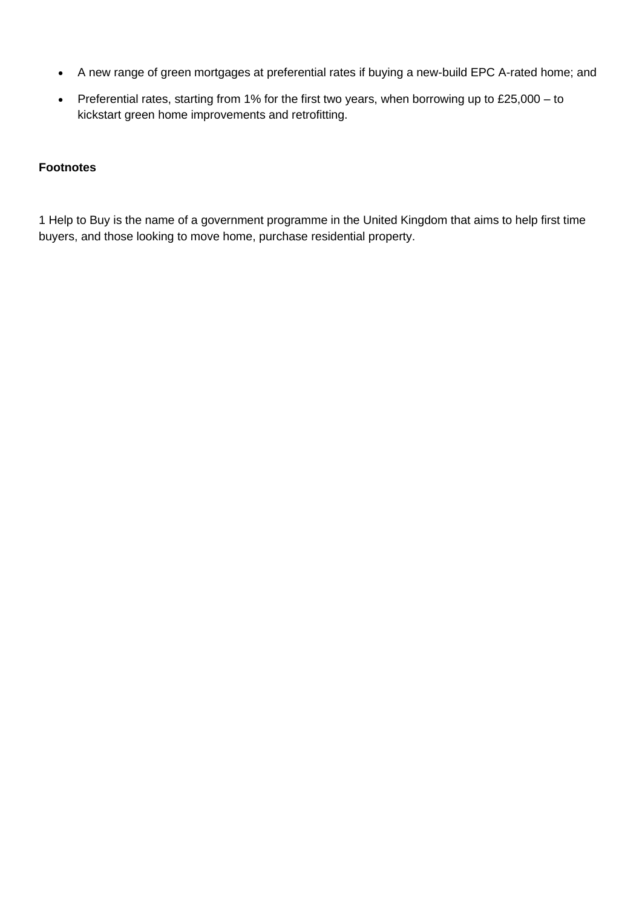- A new range of green mortgages at preferential rates if buying a new-build EPC A-rated home; and
- Preferential rates, starting from 1% for the first two years, when borrowing up to £25,000 – to kickstart green home improvements and retrofitting.

**Footnotes**

1 Help to Buy is the name of a government programme in the United Kingdom that aims to help first time buyers, and those looking to move home, purchase residential property.